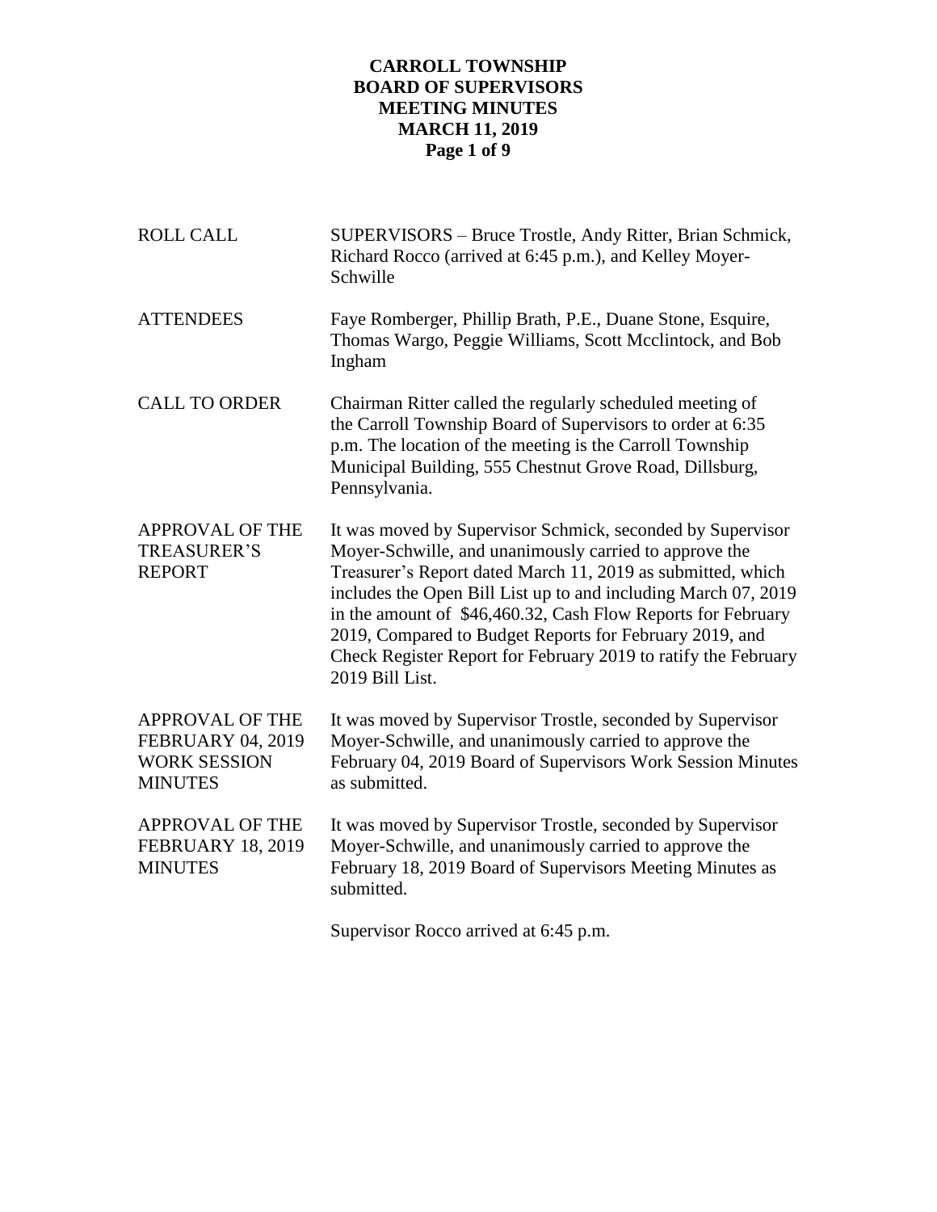# CARROLL TOWNSHIP
# BOARD OF SUPERVISORS
# MEETING MINUTES
# MARCH 11, 2019

| | |
|---|---|
| ROLL CALL | SUPERVISORS – Bruce Trostle, Andy Ritter, Brian Schmick, Richard Rocco (arrived at 6:45 p.m.), and Kelley Moyer-Schwille |
| ATTENDEES | Faye Romberger, Phillip Brath, P.E., Duane Stone, Esquire, Thomas Wargo, Peggie Williams, Scott Mcclintock, and Bob Ingham |
| CALL TO ORDER | Chairman Ritter called the regularly scheduled meeting of the Carroll Township Board of Supervisors to order at 6:35 p.m. The location of the meeting is the Carroll Township Municipal Building, 555 Chestnut Grove Road, Dillsburg, Pennsylvania. |
| APPROVAL OF THE TREASURER'S REPORT | It was moved by Supervisor Schmick, seconded by Supervisor Moyer-Schwille, and unanimously carried to approve the Treasurer's Report dated March 11, 2019 as submitted, which includes the Open Bill List up to and including March 07, 2019 in the amount of $46,460.32, Cash Flow Reports for February 2019, Compared to Budget Reports for February 2019, and Check Register Report for February 2019 to ratify the February 2019 Bill List. |
| APPROVAL OF THE FEBRUARY 04, 2019 WORK SESSION MINUTES | It was moved by Supervisor Trostle, seconded by Supervisor Moyer-Schwille, and unanimously carried to approve the February 04, 2019 Board of Supervisors Work Session Minutes as submitted. |
| APPROVAL OF THE FEBRUARY 18, 2019 MINUTES | It was moved by Supervisor Trostle, seconded by Supervisor Moyer-Schwille, and unanimously carried to approve the February 18, 2019 Board of Supervisors Meeting Minutes as submitted.<br><br>Supervisor Rocco arrived at 6:45 p.m. |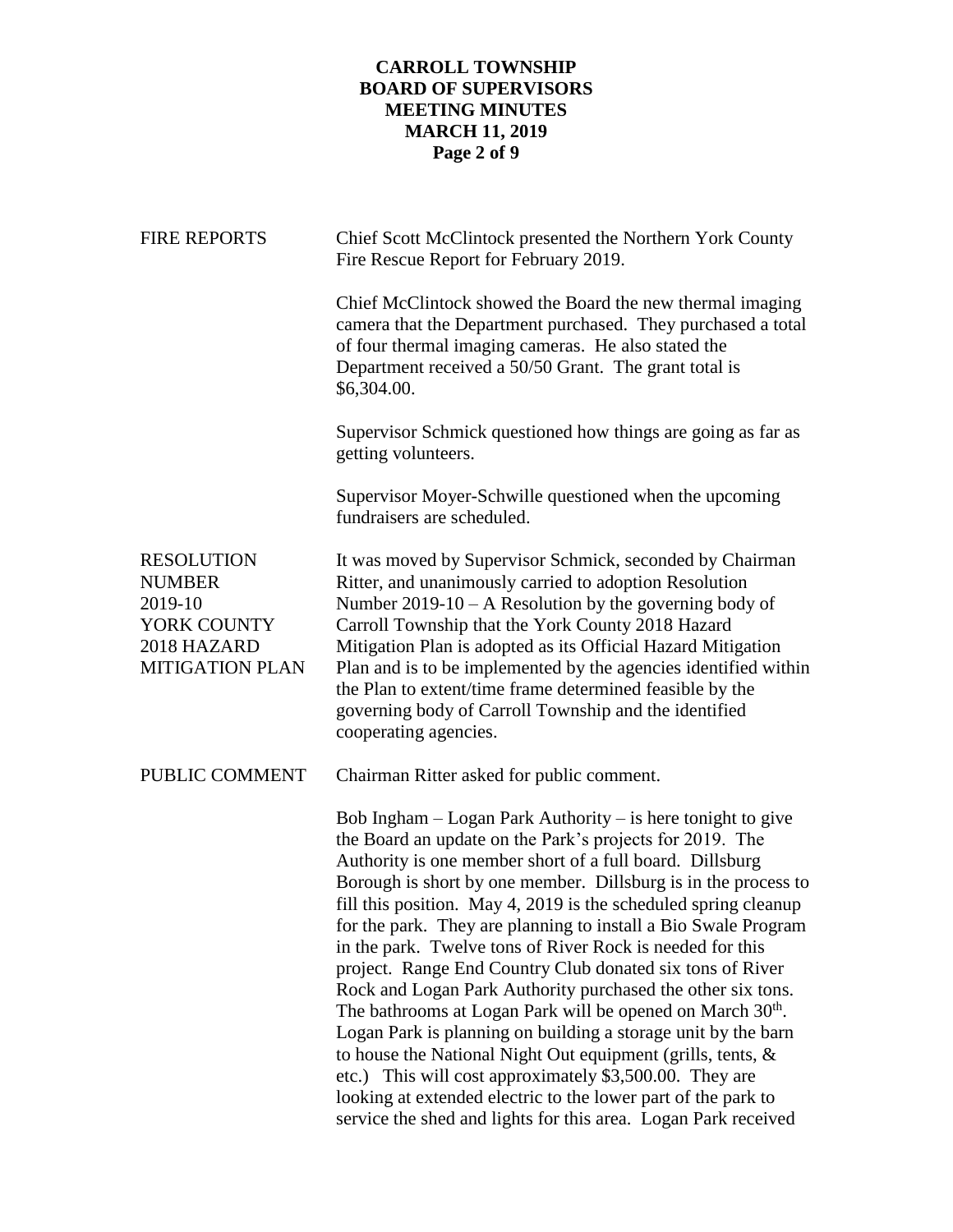**FIRE REPORTS**

Chief Scott McClintock presented the Northern York County Fire Rescue Report for February 2019.

Chief McClintock showed the Board the new thermal imaging camera that the Department purchased. They purchased a total of four thermal imaging cameras. He also stated the Department received a 50/50 Grant. The grant total is \$6,304.00.

Supervisor Schmick questioned how things are going as far as getting volunteers.

Supervisor Moyer-Schwille questioned when the upcoming fundraisers are scheduled.

**RESOLUTION NUMBER 2019-10 YORK COUNTY 2018 HAZARD MITIGATION PLAN**

It was moved by Supervisor Schmick, seconded by Chairman Ritter, and unanimously carried to adoption Resolution Number 2019-10 – A Resolution by the governing body of Carroll Township that the York County 2018 Hazard Mitigation Plan is adopted as its Official Hazard Mitigation Plan and is to be implemented by the agencies identified within the Plan to extent/time frame determined feasible by the governing body of Carroll Township and the identified cooperating agencies.

**PUBLIC COMMENT**

Chairman Ritter asked for public comment.

Bob Ingham – Logan Park Authority – is here tonight to give the Board an update on the Park's projects for 2019. The Authority is one member short of a full board. Dillsburg Borough is short by one member. Dillsburg is in the process to fill this position. May 4, 2019 is the scheduled spring cleanup for the park. They are planning to install a Bio Swale Program in the park. Twelve tons of River Rock is needed for this project. Range End Country Club donated six tons of River Rock and Logan Park Authority purchased the other six tons. The bathrooms at Logan Park will be opened on March 30th. Logan Park is planning on building a storage unit by the barn to house the National Night Out equipment (grills, tents, & etc.) This will cost approximately \$3,500.00. They are looking at extended electric to the lower part of the park to service the shed and lights for this area. Logan Park received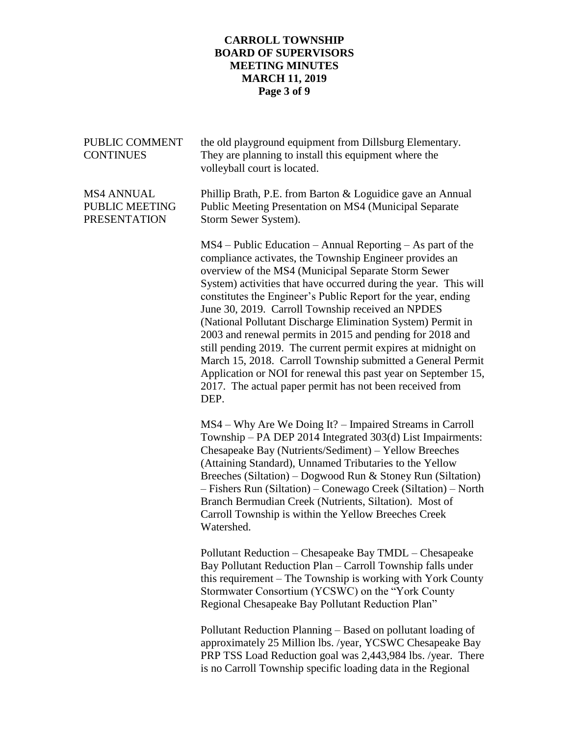| | |
|---|---|
| PUBLIC COMMENT CONTINUES | the old playground equipment from Dillsburg Elementary. They are planning to install this equipment where the volleyball court is located. |
| MS4 ANNUAL PUBLIC MEETING PRESENTATION | Phillip Brath, P.E. from Barton & Loguidice gave an Annual Public Meeting Presentation on MS4 (Municipal Separate Storm Sewer System). |

MS4 – Public Education – Annual Reporting – As part of the compliance activates, the Township Engineer provides an overview of the MS4 (Municipal Separate Storm Sewer System) activities that have occurred during the year. This will constitutes the Engineer's Public Report for the year, ending June 30, 2019. Carroll Township received an NPDES (National Pollutant Discharge Elimination System) Permit in 2003 and renewal permits in 2015 and pending for 2018 and still pending 2019. The current permit expires at midnight on March 15, 2018. Carroll Township submitted a General Permit Application or NOI for renewal this past year on September 15, 2017. The actual paper permit has not been received from DEP.

MS4 – Why Are We Doing It? – Impaired Streams in Carroll Township – PA DEP 2014 Integrated 303(d) List Impairments: Chesapeake Bay (Nutrients/Sediment) – Yellow Breeches (Attaining Standard), Unnamed Tributaries to the Yellow Breeches (Siltation) – Dogwood Run & Stoney Run (Siltation) – Fishers Run (Siltation) – Conewago Creek (Siltation) – North Branch Bermudian Creek (Nutrients, Siltation). Most of Carroll Township is within the Yellow Breeches Creek Watershed.

Pollutant Reduction – Chesapeake Bay TMDL – Chesapeake Bay Pollutant Reduction Plan – Carroll Township falls under this requirement – The Township is working with York County Stormwater Consortium (YCSWC) on the "York County Regional Chesapeake Bay Pollutant Reduction Plan"

Pollutant Reduction Planning – Based on pollutant loading of approximately 25 Million lbs. /year, YCSWC Chesapeake Bay PRP TSS Load Reduction goal was 2,443,984 lbs. /year. There is no Carroll Township specific loading data in the Regional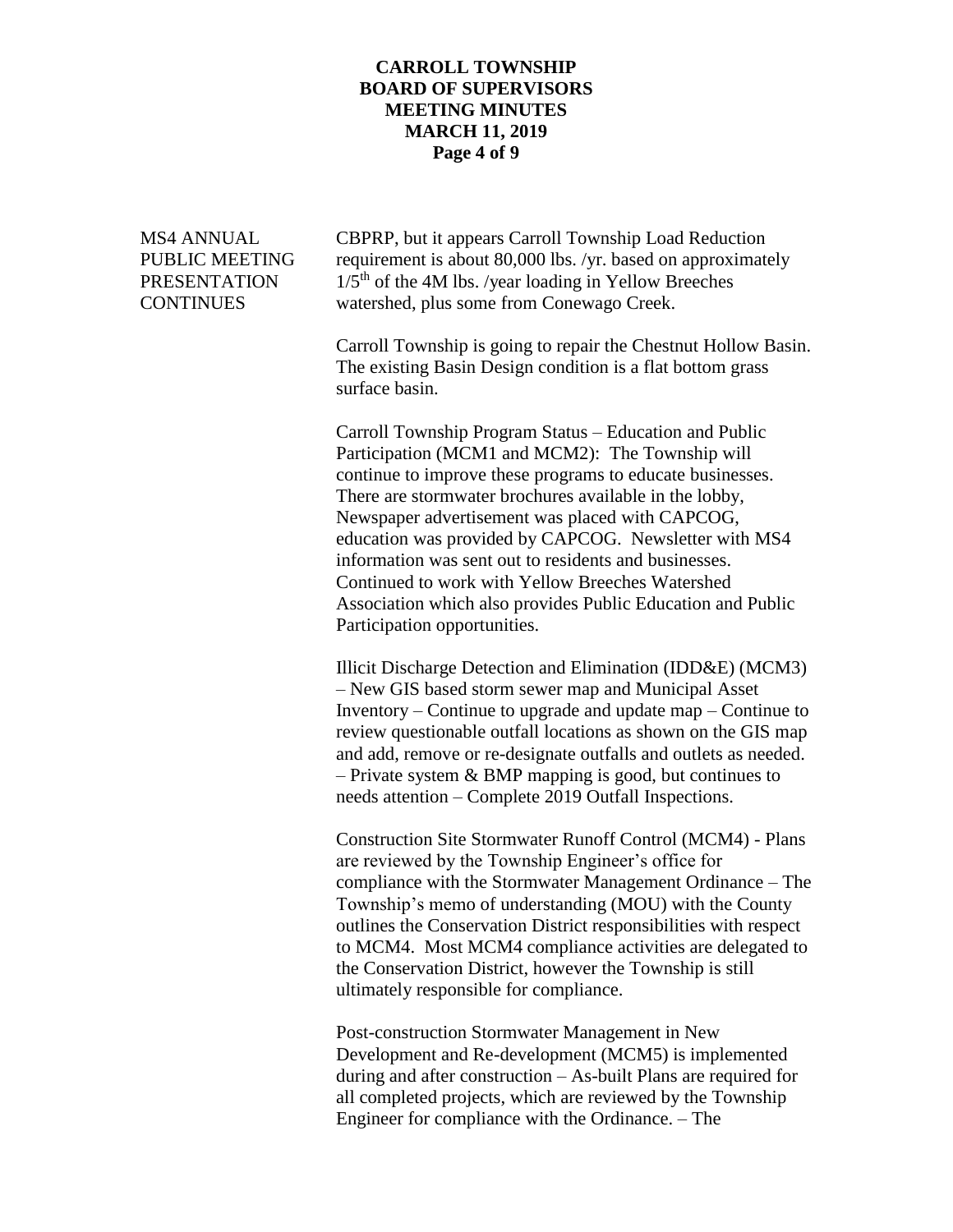MS4 ANNUAL PUBLIC MEETING PRESENTATION CONTINUES

CBPRP, but it appears Carroll Township Load Reduction requirement is about 80,000 lbs. /yr. based on approximately 1/5th of the 4M lbs. /year loading in Yellow Breeches watershed, plus some from Conewago Creek.

Carroll Township is going to repair the Chestnut Hollow Basin. The existing Basin Design condition is a flat bottom grass surface basin.

Carroll Township Program Status – Education and Public Participation (MCM1 and MCM2): The Township will continue to improve these programs to educate businesses. There are stormwater brochures available in the lobby, Newspaper advertisement was placed with CAPCOG, education was provided by CAPCOG. Newsletter with MS4 information was sent out to residents and businesses. Continued to work with Yellow Breeches Watershed Association which also provides Public Education and Public Participation opportunities.

Illicit Discharge Detection and Elimination (IDD&E) (MCM3) – New GIS based storm sewer map and Municipal Asset Inventory – Continue to upgrade and update map – Continue to review questionable outfall locations as shown on the GIS map and add, remove or re-designate outfalls and outlets as needed. – Private system & BMP mapping is good, but continues to needs attention – Complete 2019 Outfall Inspections.

Construction Site Stormwater Runoff Control (MCM4) - Plans are reviewed by the Township Engineer's office for compliance with the Stormwater Management Ordinance – The Township's memo of understanding (MOU) with the County outlines the Conservation District responsibilities with respect to MCM4. Most MCM4 compliance activities are delegated to the Conservation District, however the Township is still ultimately responsible for compliance.

Post-construction Stormwater Management in New Development and Re-development (MCM5) is implemented during and after construction – As-built Plans are required for all completed projects, which are reviewed by the Township Engineer for compliance with the Ordinance. – The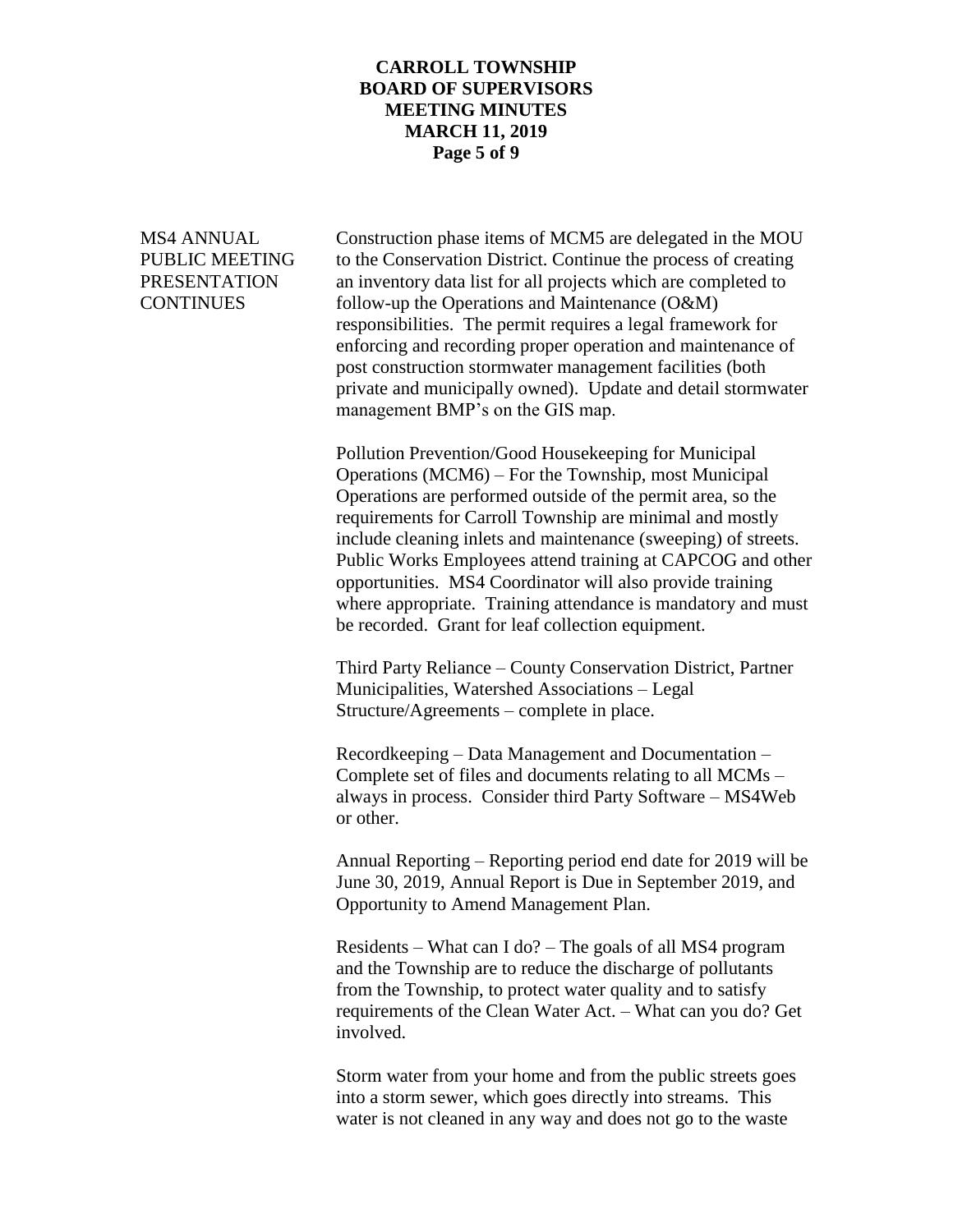**MS4 ANNUAL PUBLIC MEETING PRESENTATION CONTINUES**

Construction phase items of MCM5 are delegated in the MOU to the Conservation District. Continue the process of creating an inventory data list for all projects which are completed to follow-up the Operations and Maintenance (O&M) responsibilities. The permit requires a legal framework for enforcing and recording proper operation and maintenance of post construction stormwater management facilities (both private and municipally owned). Update and detail stormwater management BMP's on the GIS map.

Pollution Prevention/Good Housekeeping for Municipal Operations (MCM6) – For the Township, most Municipal Operations are performed outside of the permit area, so the requirements for Carroll Township are minimal and mostly include cleaning inlets and maintenance (sweeping) of streets. Public Works Employees attend training at CAPCOG and other opportunities. MS4 Coordinator will also provide training where appropriate. Training attendance is mandatory and must be recorded. Grant for leaf collection equipment.

Third Party Reliance – County Conservation District, Partner Municipalities, Watershed Associations – Legal Structure/Agreements – complete in place.

Recordkeeping – Data Management and Documentation – Complete set of files and documents relating to all MCMs – always in process. Consider third Party Software – MS4Web or other.

Annual Reporting – Reporting period end date for 2019 will be June 30, 2019, Annual Report is Due in September 2019, and Opportunity to Amend Management Plan.

Residents – What can I do? – The goals of all MS4 program and the Township are to reduce the discharge of pollutants from the Township, to protect water quality and to satisfy requirements of the Clean Water Act. – What can you do? Get involved.

Storm water from your home and from the public streets goes into a storm sewer, which goes directly into streams. This water is not cleaned in any way and does not go to the waste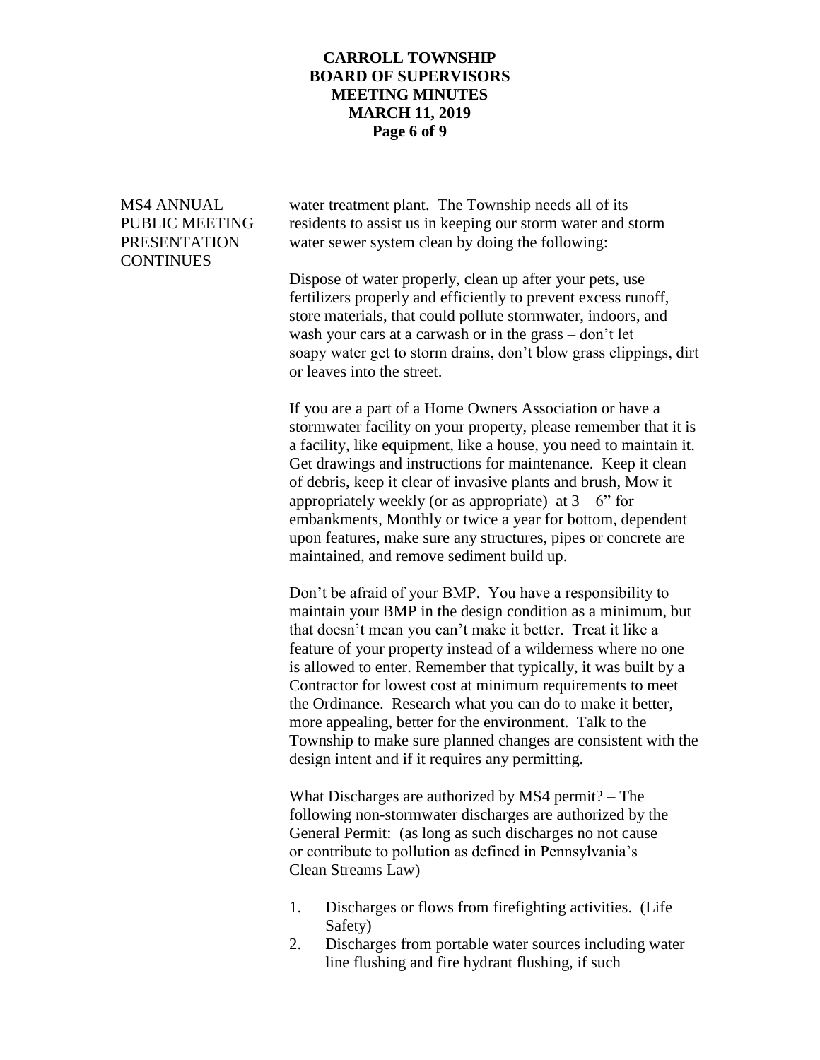MS4 ANNUAL PUBLIC MEETING PRESENTATION CONTINUES

water treatment plant. The Township needs all of its residents to assist us in keeping our storm water and storm water sewer system clean by doing the following:

Dispose of water properly, clean up after your pets, use fertilizers properly and efficiently to prevent excess runoff, store materials, that could pollute stormwater, indoors, and wash your cars at a carwash or in the grass – don't let soapy water get to storm drains, don't blow grass clippings, dirt or leaves into the street.

If you are a part of a Home Owners Association or have a stormwater facility on your property, please remember that it is a facility, like equipment, like a house, you need to maintain it. Get drawings and instructions for maintenance. Keep it clean of debris, keep it clear of invasive plants and brush, Mow it appropriately weekly (or as appropriate) at 3 – 6" for embankments, Monthly or twice a year for bottom, dependent upon features, make sure any structures, pipes or concrete are maintained, and remove sediment build up.

Don't be afraid of your BMP. You have a responsibility to maintain your BMP in the design condition as a minimum, but that doesn't mean you can't make it better. Treat it like a feature of your property instead of a wilderness where no one is allowed to enter. Remember that typically, it was built by a Contractor for lowest cost at minimum requirements to meet the Ordinance. Research what you can do to make it better, more appealing, better for the environment. Talk to the Township to make sure planned changes are consistent with the design intent and if it requires any permitting.

What Discharges are authorized by MS4 permit? – The following non-stormwater discharges are authorized by the General Permit: (as long as such discharges no not cause or contribute to pollution as defined in Pennsylvania's Clean Streams Law)

1. Discharges or flows from firefighting activities. (Life Safety)
2. Discharges from portable water sources including water line flushing and fire hydrant flushing, if such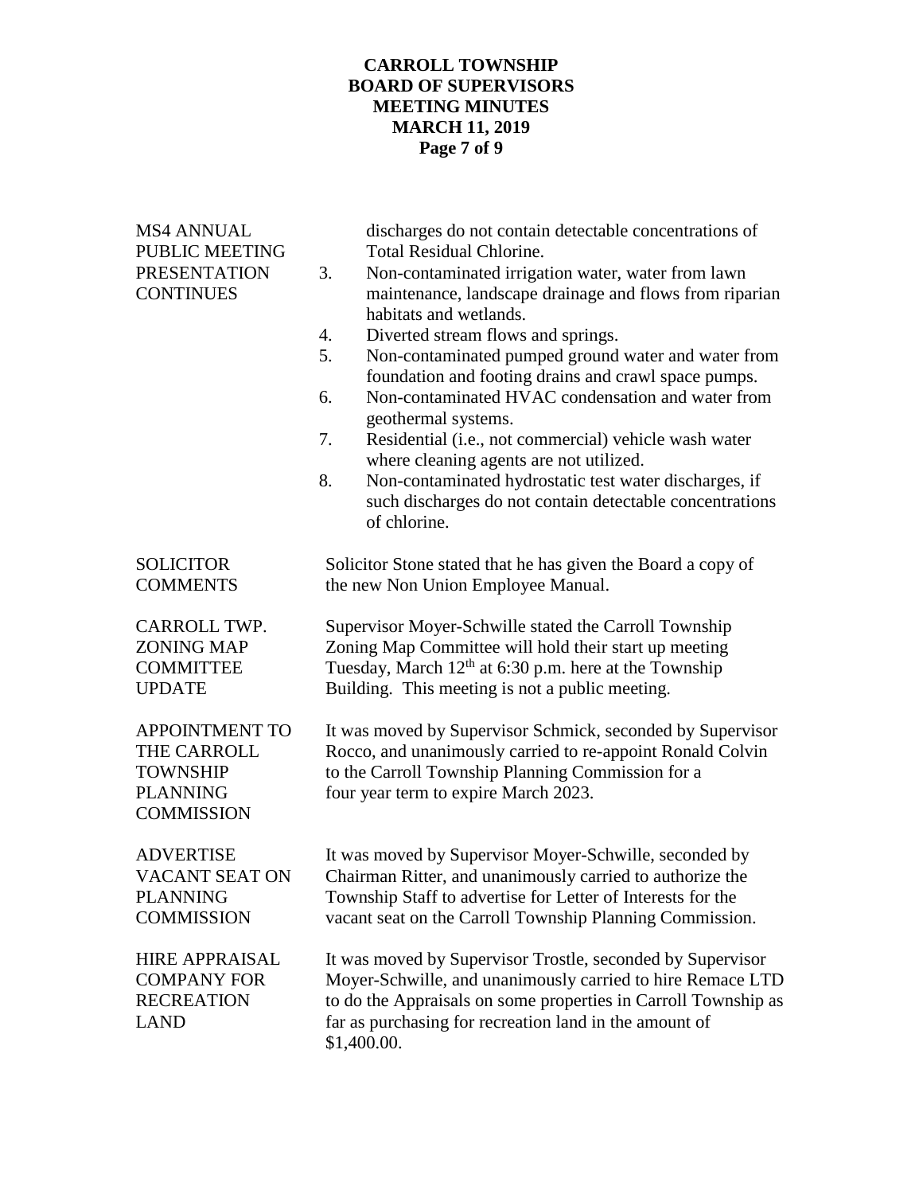**MS4 ANNUAL PUBLIC MEETING PRESENTATION CONTINUES**

discharges do not contain detectable concentrations of Total Residual Chlorine.

3. Non-contaminated irrigation water, water from lawn maintenance, landscape drainage and flows from riparian habitats and wetlands.
4. Diverted stream flows and springs.
5. Non-contaminated pumped ground water and water from foundation and footing drains and crawl space pumps.
6. Non-contaminated HVAC condensation and water from geothermal systems.
7. Residential (i.e., not commercial) vehicle wash water where cleaning agents are not utilized.
8. Non-contaminated hydrostatic test water discharges, if such discharges do not contain detectable concentrations of chlorine.

**SOLICITOR COMMENTS**

Solicitor Stone stated that he has given the Board a copy of the new Non Union Employee Manual.

**CARROLL TWP. ZONING MAP COMMITTEE UPDATE**

Supervisor Moyer-Schwille stated the Carroll Township Zoning Map Committee will hold their start up meeting Tuesday, March 12th at 6:30 p.m. here at the Township Building. This meeting is not a public meeting.

**APPOINTMENT TO THE CARROLL TOWNSHIP PLANNING COMMISSION**

It was moved by Supervisor Schmick, seconded by Supervisor Rocco, and unanimously carried to re-appoint Ronald Colvin to the Carroll Township Planning Commission for a four year term to expire March 2023.

**ADVERTISE VACANT SEAT ON PLANNING COMMISSION**

It was moved by Supervisor Moyer-Schwille, seconded by Chairman Ritter, and unanimously carried to authorize the Township Staff to advertise for Letter of Interests for the vacant seat on the Carroll Township Planning Commission.

**HIRE APPRAISAL COMPANY FOR RECREATION LAND**

It was moved by Supervisor Trostle, seconded by Supervisor Moyer-Schwille, and unanimously carried to hire Remace LTD to do the Appraisals on some properties in Carroll Township as far as purchasing for recreation land in the amount of $1,400.00.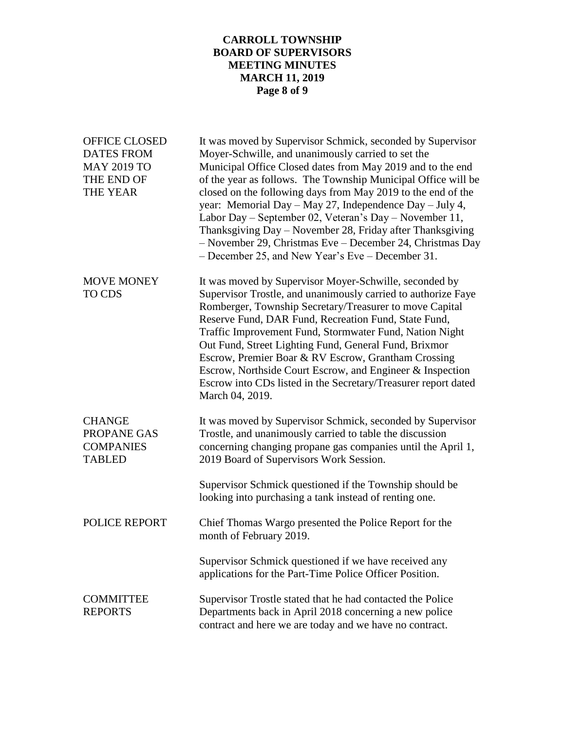| | |
|---|---|
| OFFICE CLOSED DATES FROM MAY 2019 TO THE END OF THE YEAR | It was moved by Supervisor Schmick, seconded by Supervisor Moyer-Schwille, and unanimously carried to set the Municipal Office Closed dates from May 2019 and to the end of the year as follows. The Township Municipal Office will be closed on the following days from May 2019 to the end of the year: Memorial Day – May 27, Independence Day – July 4, Labor Day – September 02, Veteran's Day – November 11, Thanksgiving Day – November 28, Friday after Thanksgiving – November 29, Christmas Eve – December 24, Christmas Day – December 25, and New Year's Eve – December 31. |
| MOVE MONEY TO CDS | It was moved by Supervisor Moyer-Schwille, seconded by Supervisor Trostle, and unanimously carried to authorize Faye Romberger, Township Secretary/Treasurer to move Capital Reserve Fund, DAR Fund, Recreation Fund, State Fund, Traffic Improvement Fund, Stormwater Fund, Nation Night Out Fund, Street Lighting Fund, General Fund, Brixmor Escrow, Premier Boar & RV Escrow, Grantham Crossing Escrow, Northside Court Escrow, and Engineer & Inspection Escrow into CDs listed in the Secretary/Treasurer report dated March 04, 2019. |
| CHANGE PROPANE GAS COMPANIES TABLED | It was moved by Supervisor Schmick, seconded by Supervisor Trostle, and unanimously carried to table the discussion concerning changing propane gas companies until the April 1, 2019 Board of Supervisors Work Session. |
| | Supervisor Schmick questioned if the Township should be looking into purchasing a tank instead of renting one. |
| POLICE REPORT | Chief Thomas Wargo presented the Police Report for the month of February 2019. |
| | Supervisor Schmick questioned if we have received any applications for the Part-Time Police Officer Position. |
| COMMITTEE REPORTS | Supervisor Trostle stated that he had contacted the Police Departments back in April 2018 concerning a new police contract and here we are today and we have no contract. |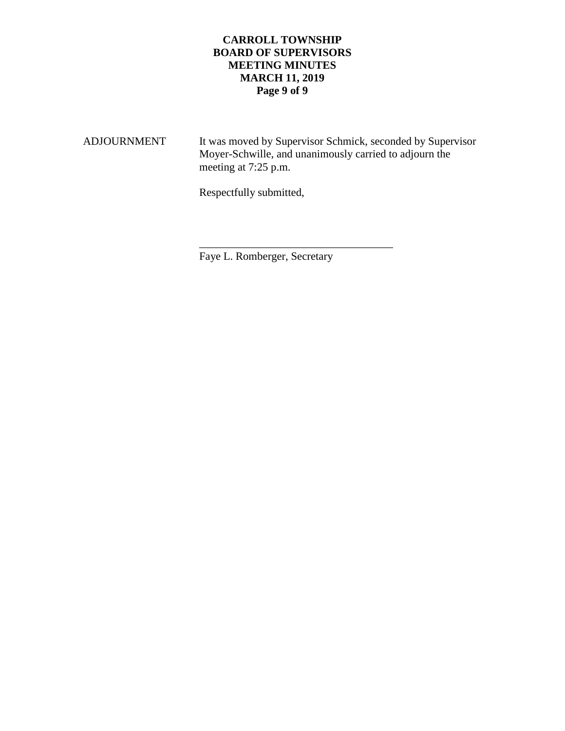ADJOURNMENT

It was moved by Supervisor Schmick, seconded by Supervisor Moyer-Schwille, and unanimously carried to adjourn the meeting at 7:25 p.m.

Respectfully submitted,

\_\_\_\_\_\_\_\_\_\_\_\_\_\_\_\_\_\_\_\_\_\_\_\_\_\_\_\_\_\_\_\_\_\_\_\_

Faye L. Romberger, Secretary